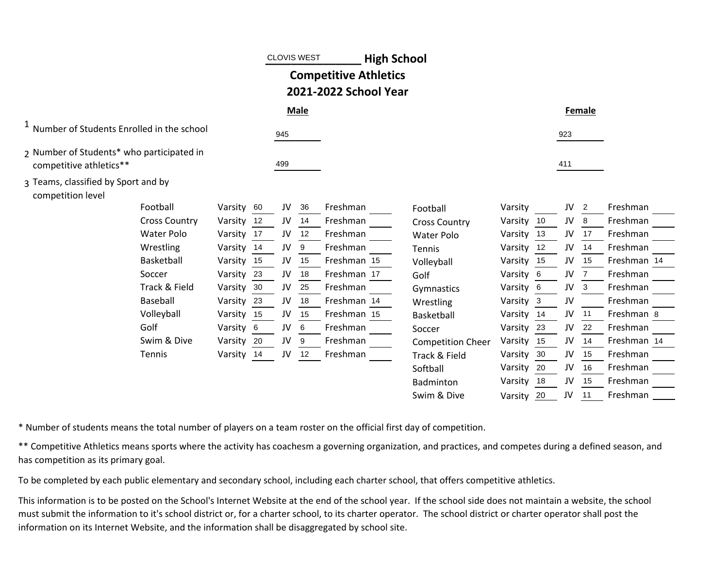# CLOVIS WEST High School

## Competitive Athletics

## 2021-2022 School Year

| | Male | Female |
|---|---|---|
| 1 Number of Students Enrolled in the school | 945 | 923 |
| 2 Number of Students* who participated in competitive athletics** | 499 | 411 |

3 Teams, classified by Sport and by competition level

**Male**

| Sport | Varsity | JV | Freshman |
|---|---|---|---|
| Football | 60 | 36 | |
| Cross Country | 12 | 14 | |
| Water Polo | 17 | 12 | |
| Wrestling | 14 | 9 | |
| Basketball | 15 | 15 | 15 |
| Soccer | 23 | 18 | 17 |
| Track & Field | 30 | 25 | |
| Baseball | 23 | 18 | 14 |
| Volleyball | 15 | 15 | 15 |
| Golf | 6 | 6 | |
| Swim & Dive | 20 | 9 | |
| Tennis | 14 | 12 | |

**Female**

| Sport | Varsity | JV | Freshman |
|---|---|---|---|
| Football | | 2 | |
| Cross Country | 10 | 8 | |
| Water Polo | 13 | 17 | |
| Tennis | 12 | 14 | |
| Volleyball | 15 | 15 | 14 |
| Golf | 6 | 7 | |
| Gymnastics | 6 | 3 | |
| Wrestling | 3 | | |
| Basketball | 14 | 11 | 8 |
| Soccer | 23 | 22 | |
| Competition Cheer | 15 | 14 | 14 |
| Track & Field | 30 | 15 | |
| Softball | 20 | 16 | |
| Badminton | 18 | 15 | |
| Swim & Dive | 20 | 11 | |

* Number of students means the total number of players on a team roster on the official first day of competition.

** Competitive Athletics means sports where the activity has coachesm a governing organization, and practices, and competes during a defined season, and has competition as its primary goal.

To be completed by each public elementary and secondary school, including each charter school, that offers competitive athletics.

This information is to be posted on the School's Internet Website at the end of the school year. If the school side does not maintain a website, the school must submit the information to it's school district or, for a charter school, to its charter operator. The school district or charter operator shall post the information on its Internet Website, and the information shall be disaggregated by school site.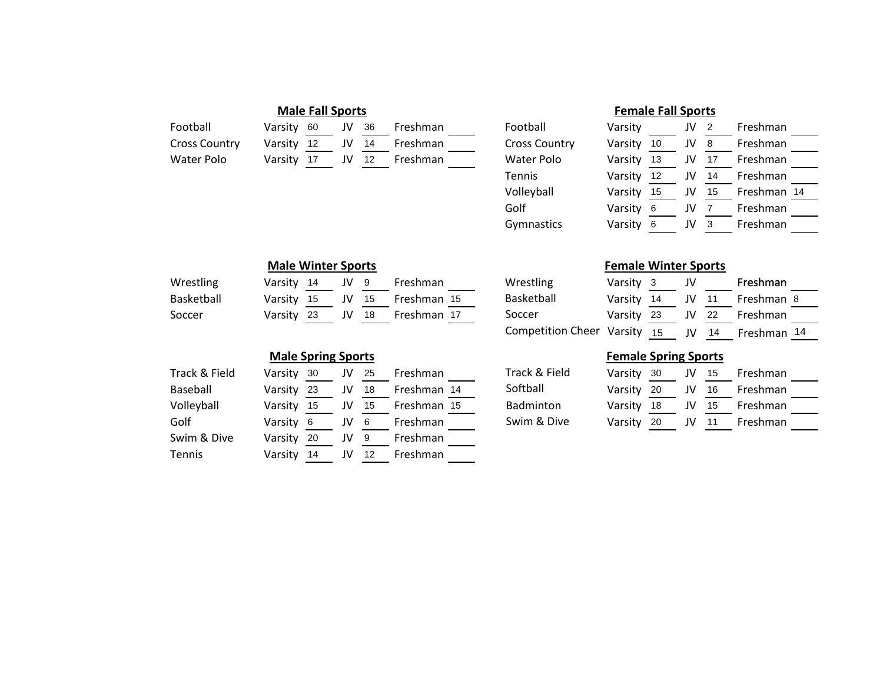## Male Fall Sports

| | Varsity | JV | Freshman |
|---|---|---|---|
| Football | 60 | 36 | |
| Cross Country | 12 | 14 | |
| Water Polo | 17 | 12 | |

## Female Fall Sports

| | Varsity | JV | Freshman |
|---|---|---|---|
| Football | | 2 | |
| Cross Country | 10 | 8 | |
| Water Polo | 13 | 17 | |
| Tennis | 12 | 14 | |
| Volleyball | 15 | 15 | 14 |
| Golf | 6 | 7 | |
| Gymnastics | 6 | 3 | |

## Male Winter Sports

| | Varsity | JV | Freshman |
|---|---|---|---|
| Wrestling | 14 | 9 | |
| Basketball | 15 | 15 | 15 |
| Soccer | 23 | 18 | 17 |

## Female Winter Sports

| | Varsity | JV | Freshman |
|---|---|---|---|
| Wrestling | 3 | | |
| Basketball | 14 | 11 | 8 |
| Soccer | 23 | 22 | |
| Competition Cheer | 15 | 14 | 14 |

## Male Spring Sports

| | Varsity | JV | Freshman |
|---|---|---|---|
| Track & Field | 30 | 25 | |
| Baseball | 23 | 18 | 14 |
| Volleyball | 15 | 15 | 15 |
| Golf | 6 | 6 | |
| Swim & Dive | 20 | 9 | |
| Tennis | 14 | 12 | |

## Female Spring Sports

| | Varsity | JV | Freshman |
|---|---|---|---|
| Track & Field | 30 | 15 | |
| Softball | 20 | 16 | |
| Badminton | 18 | 15 | |
| Swim & Dive | 20 | 11 | |